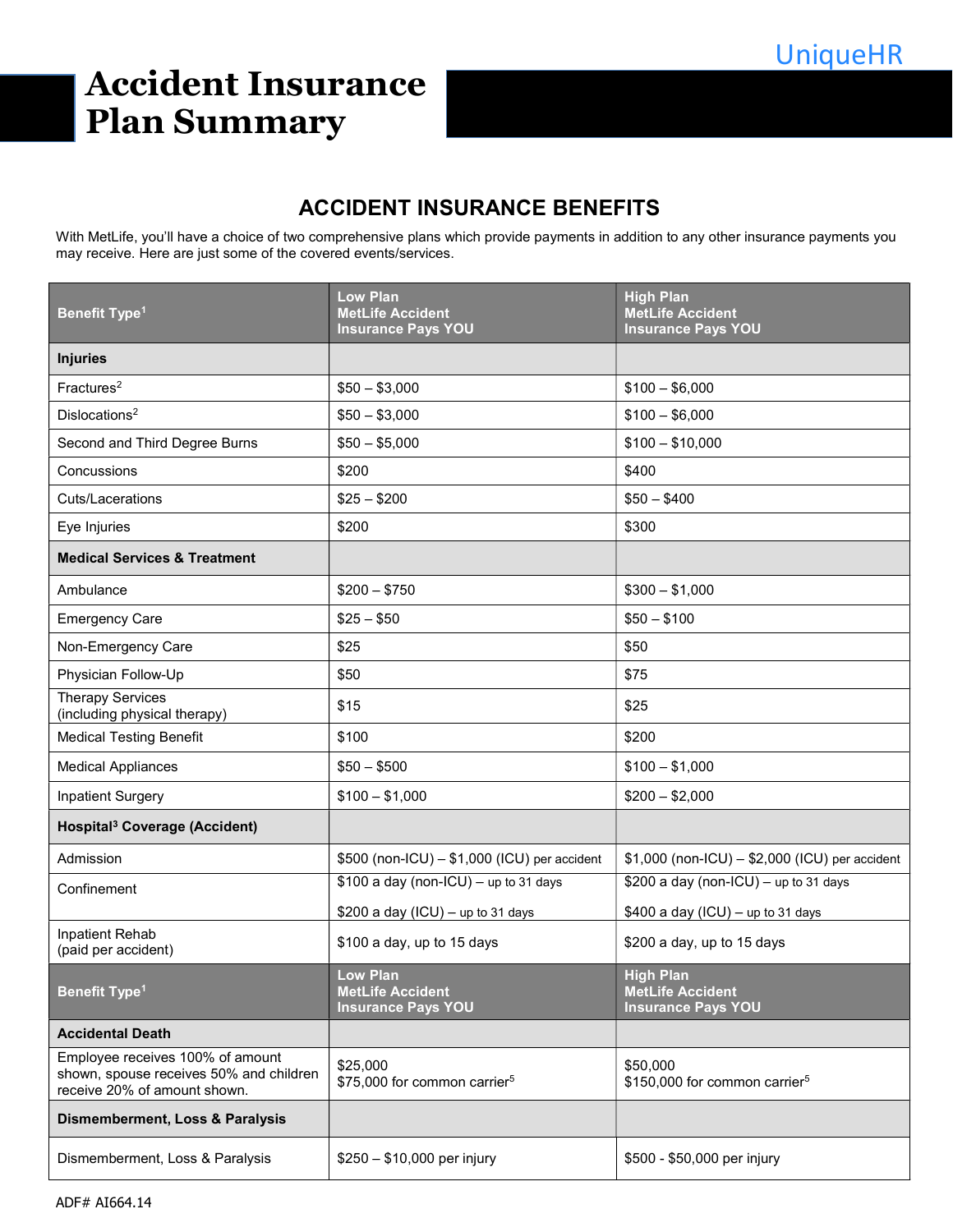UniqueHR

# Accident Insurance Plan Summary

## ACCIDENT INSURANCE BENEFITS

With MetLife, you'll have a choice of two comprehensive plans which provide payments in addition to any other insurance payments you may receive. Here are just some of the covered events/services.

| Benefit Type[1] | Low Plan MetLife Accident Insurance Pays YOU | High Plan MetLife Accident Insurance Pays YOU |
|---|---|---|
| **Injuries** | | |
| Fractures[2] | \$50 – \$3,000 | \$100 – \$6,000 |
| Dislocations[2] | \$50 – \$3,000 | \$100 – \$6,000 |
| Second and Third Degree Burns | \$50 – \$5,000 | \$100 – \$10,000 |
| Concussions | \$200 | \$400 |
| Cuts/Lacerations | \$25 – \$200 | \$50 – \$400 |
| Eye Injuries | \$200 | \$300 |
| **Medical Services & Treatment** | | |
| Ambulance | \$200 – \$750 | \$300 – \$1,000 |
| Emergency Care | \$25 – \$50 | \$50 – \$100 |
| Non-Emergency Care | \$25 | \$50 |
| Physician Follow-Up | \$50 | \$75 |
| Therapy Services (including physical therapy) | \$15 | \$25 |
| Medical Testing Benefit | \$100 | \$200 |
| Medical Appliances | \$50 – \$500 | \$100 – \$1,000 |
| Inpatient Surgery | \$100 – \$1,000 | \$200 – \$2,000 |
| **Hospital[3] Coverage (Accident)** | | |
| Admission | \$500 (non-ICU) – \$1,000 (ICU) per accident | \$1,000 (non-ICU) – \$2,000 (ICU) per accident |
| Confinement | \$100 a day (non-ICU) – up to 31 days<br>\$200 a day (ICU) – up to 31 days | \$200 a day (non-ICU) – up to 31 days<br>\$400 a day (ICU) – up to 31 days |
| Inpatient Rehab (paid per accident) | \$100 a day, up to 15 days | \$200 a day, up to 15 days |
| **Benefit Type[1]** | **Low Plan MetLife Accident Insurance Pays YOU** | **High Plan MetLife Accident Insurance Pays YOU** |
| **Accidental Death** | | |
| Employee receives 100% of amount shown, spouse receives 50% and children receive 20% of amount shown. | \$25,000<br>\$75,000 for common carrier[5] | \$50,000<br>\$150,000 for common carrier[5] |
| **Dismemberment, Loss & Paralysis** | | |
| Dismemberment, Loss & Paralysis | \$250 – \$10,000 per injury | \$500 - \$50,000 per injury |

ADF# AI664.14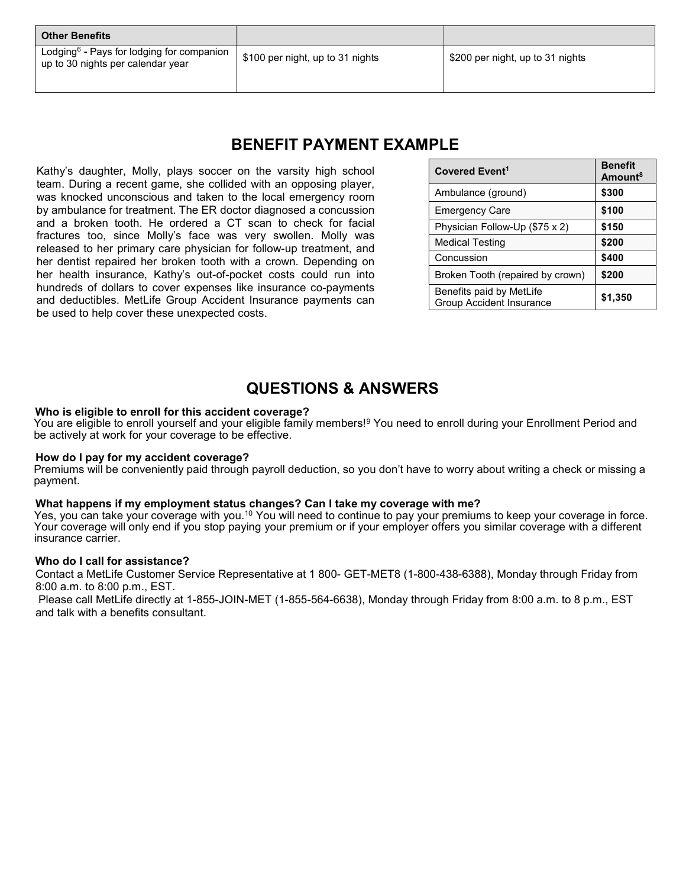| Other Benefits | | |
|---|---|---|
| Lodging[6] - Pays for lodging for companion up to 30 nights per calendar year | $100 per night, up to 31 nights | $200 per night, up to 31 nights |

## BENEFIT PAYMENT EXAMPLE

Kathy's daughter, Molly, plays soccer on the varsity high school team. During a recent game, she collided with an opposing player, was knocked unconscious and taken to the local emergency room by ambulance for treatment. The ER doctor diagnosed a concussion and a broken tooth. He ordered a CT scan to check for facial fractures too, since Molly's face was very swollen. Molly was released to her primary care physician for follow-up treatment, and her dentist repaired her broken tooth with a crown. Depending on her health insurance, Kathy's out-of-pocket costs could run into hundreds of dollars to cover expenses like insurance co-payments and deductibles. MetLife Group Accident Insurance payments can be used to help cover these unexpected costs.

| Covered Event[1] | Benefit Amount[8] |
|---|---|
| Ambulance (ground) | **$300** |
| Emergency Care | **$100** |
| Physician Follow-Up ($75 x 2) | **$150** |
| Medical Testing | **$200** |
| Concussion | **$400** |
| Broken Tooth (repaired by crown) | **$200** |
| Benefits paid by MetLife Group Accident Insurance | **$1,350** |

## QUESTIONS & ANSWERS

**Who is eligible to enroll for this accident coverage?**
You are eligible to enroll yourself and your eligible family members![9] You need to enroll during your Enrollment Period and be actively at work for your coverage to be effective.

**How do I pay for my accident coverage?**
Premiums will be conveniently paid through payroll deduction, so you don't have to worry about writing a check or missing a payment.

**What happens if my employment status changes? Can I take my coverage with me?**
Yes, you can take your coverage with you.[10] You will need to continue to pay your premiums to keep your coverage in force. Your coverage will only end if you stop paying your premium or if your employer offers you similar coverage with a different insurance carrier.

**Who do I call for assistance?**
Contact a MetLife Customer Service Representative at 1 800- GET-MET8 (1-800-438-6388), Monday through Friday from 8:00 a.m. to 8:00 p.m., EST.
Please call MetLife directly at 1-855-JOIN-MET (1-855-564-6638), Monday through Friday from 8:00 a.m. to 8 p.m., EST and talk with a benefits consultant.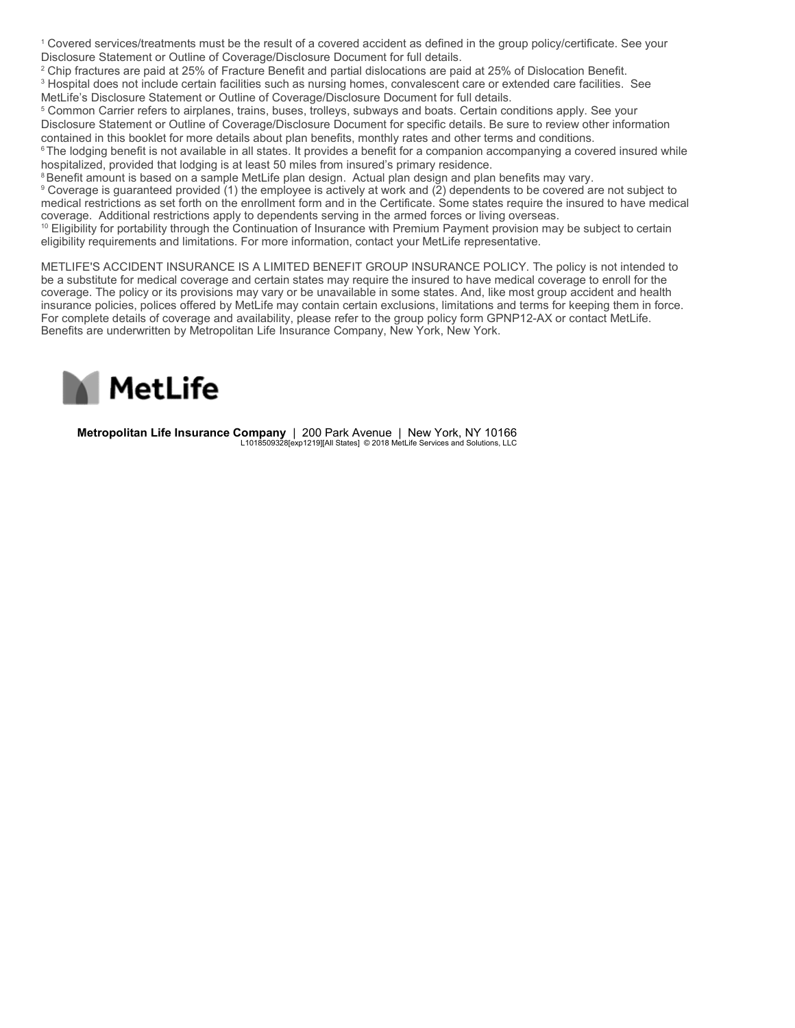[1] Covered services/treatments must be the result of a covered accident as defined in the group policy/certificate. See your Disclosure Statement or Outline of Coverage/Disclosure Document for full details.
[2] Chip fractures are paid at 25% of Fracture Benefit and partial dislocations are paid at 25% of Dislocation Benefit.
[3] Hospital does not include certain facilities such as nursing homes, convalescent care or extended care facilities. See MetLife's Disclosure Statement or Outline of Coverage/Disclosure Document for full details.
[5] Common Carrier refers to airplanes, trains, buses, trolleys, subways and boats. Certain conditions apply. See your Disclosure Statement or Outline of Coverage/Disclosure Document for specific details. Be sure to review other information contained in this booklet for more details about plan benefits, monthly rates and other terms and conditions.
[6] The lodging benefit is not available in all states. It provides a benefit for a companion accompanying a covered insured while hospitalized, provided that lodging is at least 50 miles from insured's primary residence.
[8] Benefit amount is based on a sample MetLife plan design. Actual plan design and plan benefits may vary.
[9] Coverage is guaranteed provided (1) the employee is actively at work and (2) dependents to be covered are not subject to medical restrictions as set forth on the enrollment form and in the Certificate. Some states require the insured to have medical coverage. Additional restrictions apply to dependents serving in the armed forces or living overseas.
[10] Eligibility for portability through the Continuation of Insurance with Premium Payment provision may be subject to certain eligibility requirements and limitations. For more information, contact your MetLife representative.

METLIFE'S ACCIDENT INSURANCE IS A LIMITED BENEFIT GROUP INSURANCE POLICY. The policy is not intended to be a substitute for medical coverage and certain states may require the insured to have medical coverage to enroll for the coverage. The policy or its provisions may vary or be unavailable in some states. And, like most group accident and health insurance policies, polices offered by MetLife may contain certain exclusions, limitations and terms for keeping them in force. For complete details of coverage and availability, please refer to the group policy form GPNP12-AX or contact MetLife. Benefits are underwritten by Metropolitan Life Insurance Company, New York, New York.

MetLife

**Metropolitan Life Insurance Company** | 200 Park Avenue | New York, NY 10166
L1018509328[exp1219][All States] © 2018 MetLife Services and Solutions, LLC